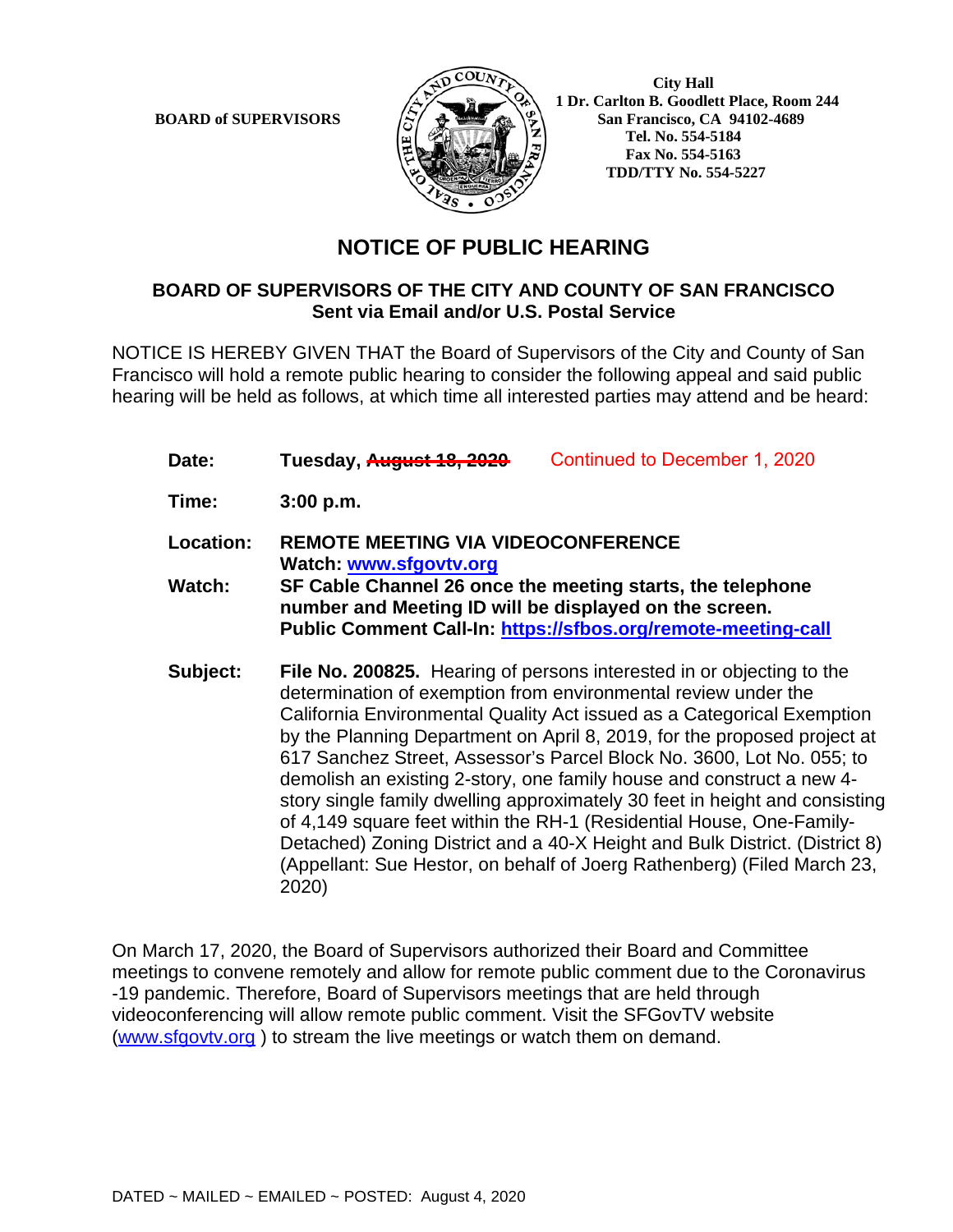BOARD of SUPERVISORS

City Hall
1 Dr. Carlton B. Goodlett Place, Room 244
San Francisco, CA 94102-4689
Tel. No. 554-5184
Fax No. 554-5163
TDD/TTY No. 554-5227

# NOTICE OF PUBLIC HEARING

## BOARD OF SUPERVISORS OF THE CITY AND COUNTY OF SAN FRANCISCO
**Sent via Email and/or U.S. Postal Service**

NOTICE IS HEREBY GIVEN THAT the Board of Supervisors of the City and County of San Francisco will hold a remote public hearing to consider the following appeal and said public hearing will be held as follows, at which time all interested parties may attend and be heard:

**Date:** **Tuesday, ~~August 18, 2020~~** Continued to December 1, 2020

**Time:** **3:00 p.m.**

**Location:** **REMOTE MEETING VIA VIDEOCONFERENCE**
**Watch: www.sfgovtv.org**

**Watch:** **SF Cable Channel 26 once the meeting starts, the telephone number and Meeting ID will be displayed on the screen.**
**Public Comment Call-In: https://sfbos.org/remote-meeting-call**

**Subject:** **File No. 200825.** Hearing of persons interested in or objecting to the determination of exemption from environmental review under the California Environmental Quality Act issued as a Categorical Exemption by the Planning Department on April 8, 2019, for the proposed project at 617 Sanchez Street, Assessor's Parcel Block No. 3600, Lot No. 055; to demolish an existing 2-story, one family house and construct a new 4-story single family dwelling approximately 30 feet in height and consisting of 4,149 square feet within the RH-1 (Residential House, One-Family-Detached) Zoning District and a 40-X Height and Bulk District. (District 8) (Appellant: Sue Hestor, on behalf of Joerg Rathenberg) (Filed March 23, 2020)

On March 17, 2020, the Board of Supervisors authorized their Board and Committee meetings to convene remotely and allow for remote public comment due to the Coronavirus -19 pandemic. Therefore, Board of Supervisors meetings that are held through videoconferencing will allow remote public comment. Visit the SFGovTV website (www.sfgovtv.org ) to stream the live meetings or watch them on demand.

DATED ~ MAILED ~ EMAILED ~ POSTED: August 4, 2020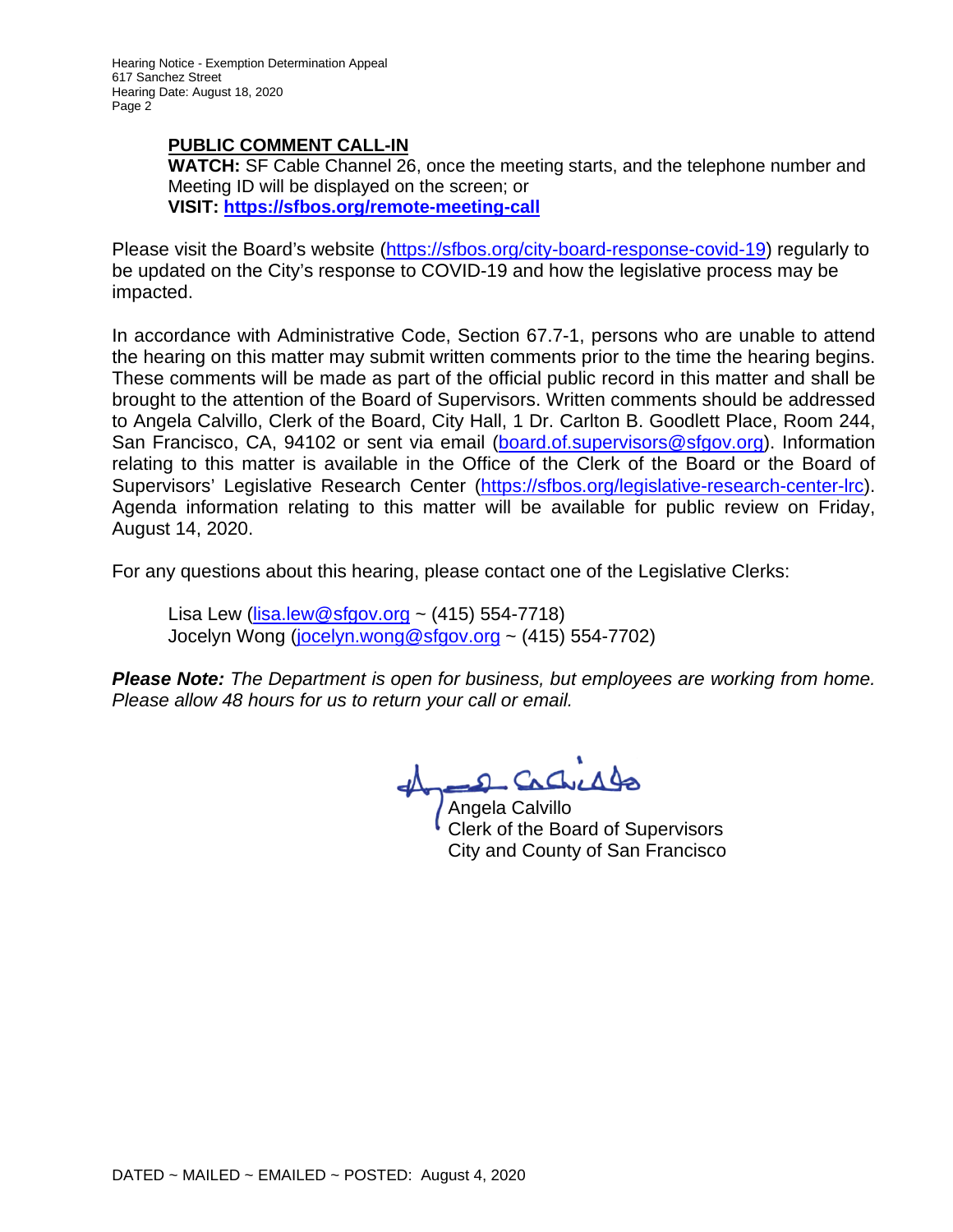**PUBLIC COMMENT CALL-IN**
**WATCH:** SF Cable Channel 26, once the meeting starts, and the telephone number and Meeting ID will be displayed on the screen; or
**VISIT: https://sfbos.org/remote-meeting-call**

Please visit the Board's website (https://sfbos.org/city-board-response-covid-19) regularly to be updated on the City's response to COVID-19 and how the legislative process may be impacted.

In accordance with Administrative Code, Section 67.7-1, persons who are unable to attend the hearing on this matter may submit written comments prior to the time the hearing begins. These comments will be made as part of the official public record in this matter and shall be brought to the attention of the Board of Supervisors. Written comments should be addressed to Angela Calvillo, Clerk of the Board, City Hall, 1 Dr. Carlton B. Goodlett Place, Room 244, San Francisco, CA, 94102 or sent via email (board.of.supervisors@sfgov.org). Information relating to this matter is available in the Office of the Clerk of the Board or the Board of Supervisors' Legislative Research Center (https://sfbos.org/legislative-research-center-lrc). Agenda information relating to this matter will be available for public review on Friday, August 14, 2020.

For any questions about this hearing, please contact one of the Legislative Clerks:

Lisa Lew (lisa.lew@sfgov.org ~ (415) 554-7718)
Jocelyn Wong (jocelyn.wong@sfgov.org ~ (415) 554-7702)

***Please Note:*** *The Department is open for business, but employees are working from home. Please allow 48 hours for us to return your call or email.*

Angela Calvillo
Clerk of the Board of Supervisors
City and County of San Francisco

DATED ~ MAILED ~ EMAILED ~ POSTED: August 4, 2020